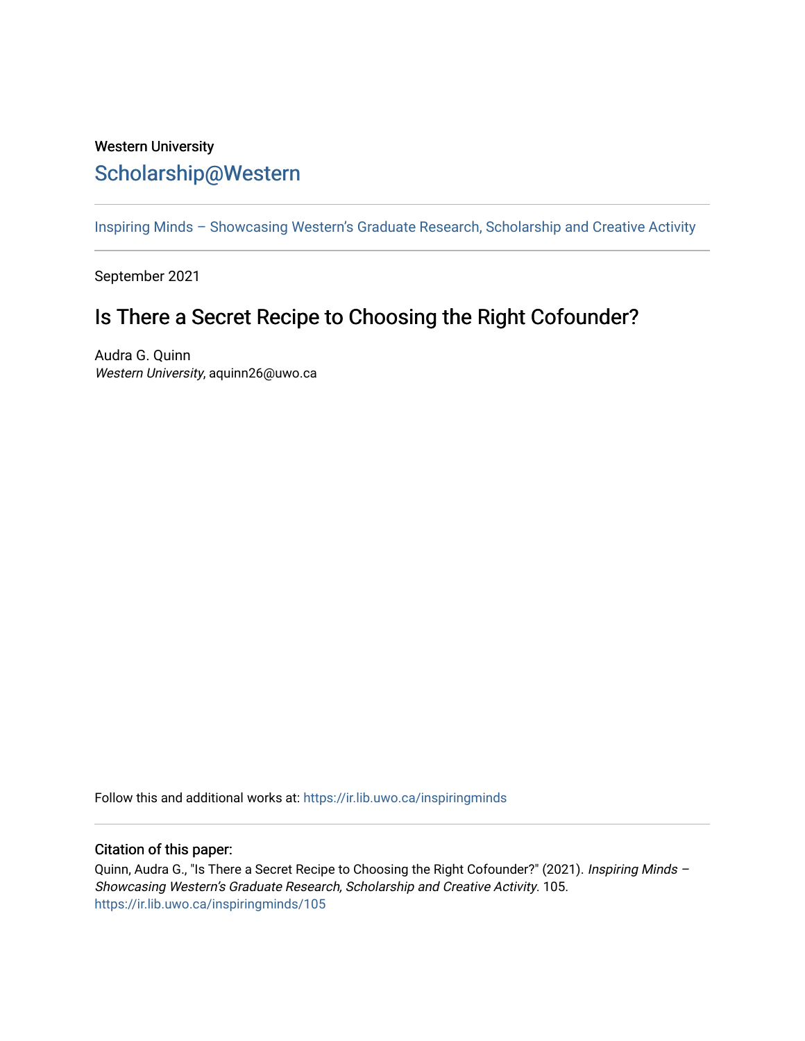Western University

# Scholarship@Western

Inspiring Minds – Showcasing Western's Graduate Research, Scholarship and Creative Activity

September 2021

## Is There a Secret Recipe to Choosing the Right Cofounder?

Audra G. Quinn
*Western University*, aquinn26@uwo.ca

Follow this and additional works at: https://ir.lib.uwo.ca/inspiringminds

### Citation of this paper:

Quinn, Audra G., "Is There a Secret Recipe to Choosing the Right Cofounder?" (2021). *Inspiring Minds – Showcasing Western's Graduate Research, Scholarship and Creative Activity*. 105.
https://ir.lib.uwo.ca/inspiringminds/105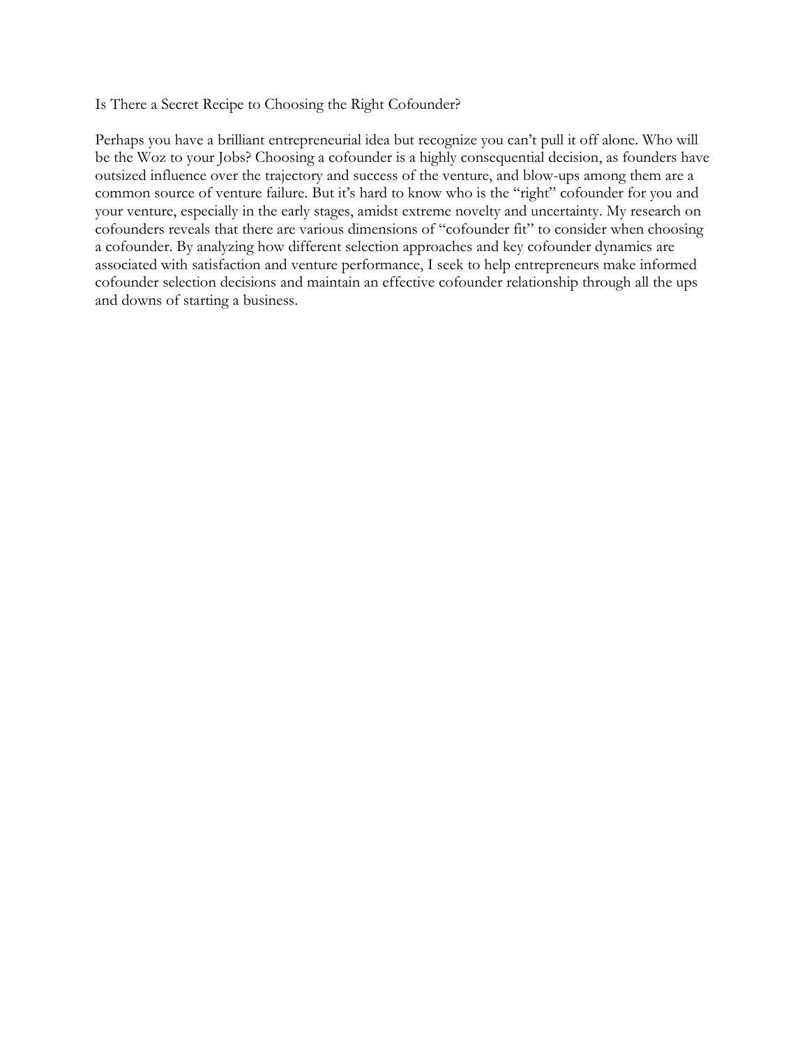Is There a Secret Recipe to Choosing the Right Cofounder?

Perhaps you have a brilliant entrepreneurial idea but recognize you can't pull it off alone. Who will be the Woz to your Jobs? Choosing a cofounder is a highly consequential decision, as founders have outsized influence over the trajectory and success of the venture, and blow-ups among them are a common source of venture failure. But it's hard to know who is the "right" cofounder for you and your venture, especially in the early stages, amidst extreme novelty and uncertainty. My research on cofounders reveals that there are various dimensions of "cofounder fit" to consider when choosing a cofounder. By analyzing how different selection approaches and key cofounder dynamics are associated with satisfaction and venture performance, I seek to help entrepreneurs make informed cofounder selection decisions and maintain an effective cofounder relationship through all the ups and downs of starting a business.